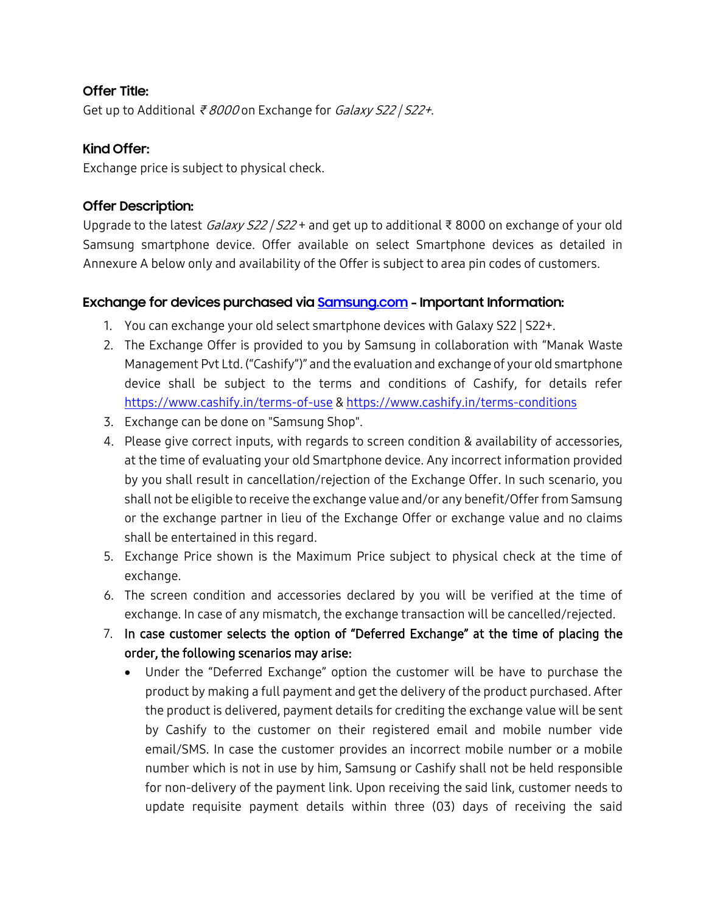### Offer Title:

Get up to Additional *₹ 8000* on Exchange for *Galaxy S22 | S22+*.

### Kind Offer:

Exchange price is subject to physical check.

### Offer Description:

Upgrade to the latest *Galaxy S22 | S22* + and get up to additional ₹ 8000 on exchange of your old Samsung smartphone device. Offer available on select Smartphone devices as detailed in Annexure A below only and availability of the Offer is subject to area pin codes of customers.

### Exchange for devices purchased via [Samsung.com](Samsung.com) - Important Information:

1. You can exchange your old select smartphone devices with Galaxy S22 | S22+.
2. The Exchange Offer is provided to you by Samsung in collaboration with "Manak Waste Management Pvt Ltd. ("Cashify")" and the evaluation and exchange of your old smartphone device shall be subject to the terms and conditions of Cashify, for details refer https://www.cashify.in/terms-of-use & https://www.cashify.in/terms-conditions
3. Exchange can be done on "Samsung Shop".
4. Please give correct inputs, with regards to screen condition & availability of accessories, at the time of evaluating your old Smartphone device. Any incorrect information provided by you shall result in cancellation/rejection of the Exchange Offer. In such scenario, you shall not be eligible to receive the exchange value and/or any benefit/Offer from Samsung or the exchange partner in lieu of the Exchange Offer or exchange value and no claims shall be entertained in this regard.
5. Exchange Price shown is the Maximum Price subject to physical check at the time of exchange.
6. The screen condition and accessories declared by you will be verified at the time of exchange. In case of any mismatch, the exchange transaction will be cancelled/rejected.
7. **In case customer selects the option of "Deferred Exchange" at the time of placing the order, the following scenarios may arise:**
   - Under the "Deferred Exchange" option the customer will be have to purchase the product by making a full payment and get the delivery of the product purchased. After the product is delivered, payment details for crediting the exchange value will be sent by Cashify to the customer on their registered email and mobile number vide email/SMS. In case the customer provides an incorrect mobile number or a mobile number which is not in use by him, Samsung or Cashify shall not be held responsible for non-delivery of the payment link. Upon receiving the said link, customer needs to update requisite payment details within three (03) days of receiving the said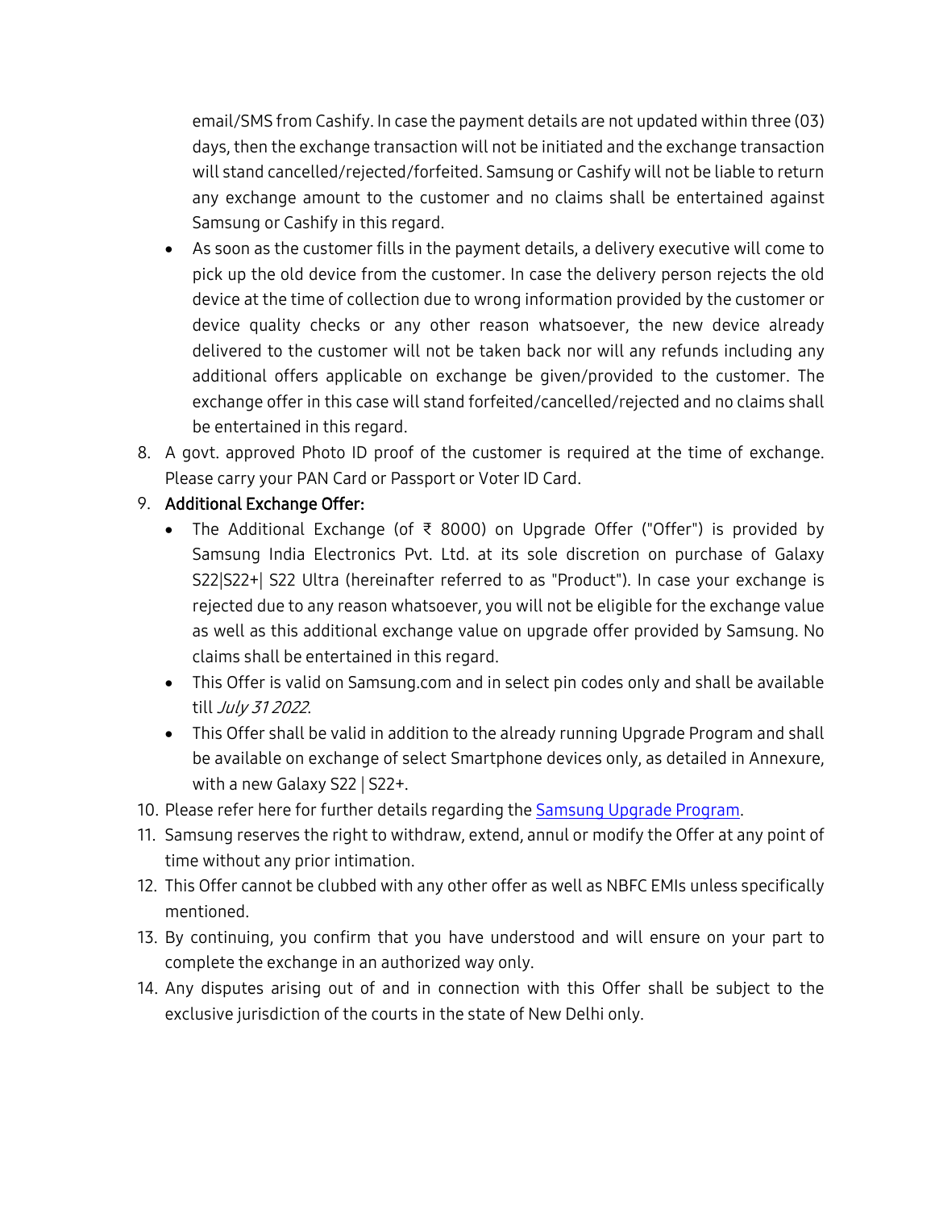email/SMS from Cashify. In case the payment details are not updated within three (03) days, then the exchange transaction will not be initiated and the exchange transaction will stand cancelled/rejected/forfeited. Samsung or Cashify will not be liable to return any exchange amount to the customer and no claims shall be entertained against Samsung or Cashify in this regard.

- As soon as the customer fills in the payment details, a delivery executive will come to pick up the old device from the customer. In case the delivery person rejects the old device at the time of collection due to wrong information provided by the customer or device quality checks or any other reason whatsoever, the new device already delivered to the customer will not be taken back nor will any refunds including any additional offers applicable on exchange be given/provided to the customer. The exchange offer in this case will stand forfeited/cancelled/rejected and no claims shall be entertained in this regard.

8. A govt. approved Photo ID proof of the customer is required at the time of exchange. Please carry your PAN Card or Passport or Voter ID Card.
9. Additional Exchange Offer:
   - The Additional Exchange (of ₹ 8000) on Upgrade Offer ("Offer") is provided by Samsung India Electronics Pvt. Ltd. at its sole discretion on purchase of Galaxy S22|S22+| S22 Ultra (hereinafter referred to as "Product"). In case your exchange is rejected due to any reason whatsoever, you will not be eligible for the exchange value as well as this additional exchange value on upgrade offer provided by Samsung. No claims shall be entertained in this regard.
   - This Offer is valid on Samsung.com and in select pin codes only and shall be available till *July 31 2022*.
   - This Offer shall be valid in addition to the already running Upgrade Program and shall be available on exchange of select Smartphone devices only, as detailed in Annexure, with a new Galaxy S22 | S22+.
10. Please refer here for further details regarding the Samsung Upgrade Program.
11. Samsung reserves the right to withdraw, extend, annul or modify the Offer at any point of time without any prior intimation.
12. This Offer cannot be clubbed with any other offer as well as NBFC EMIs unless specifically mentioned.
13. By continuing, you confirm that you have understood and will ensure on your part to complete the exchange in an authorized way only.
14. Any disputes arising out of and in connection with this Offer shall be subject to the exclusive jurisdiction of the courts in the state of New Delhi only.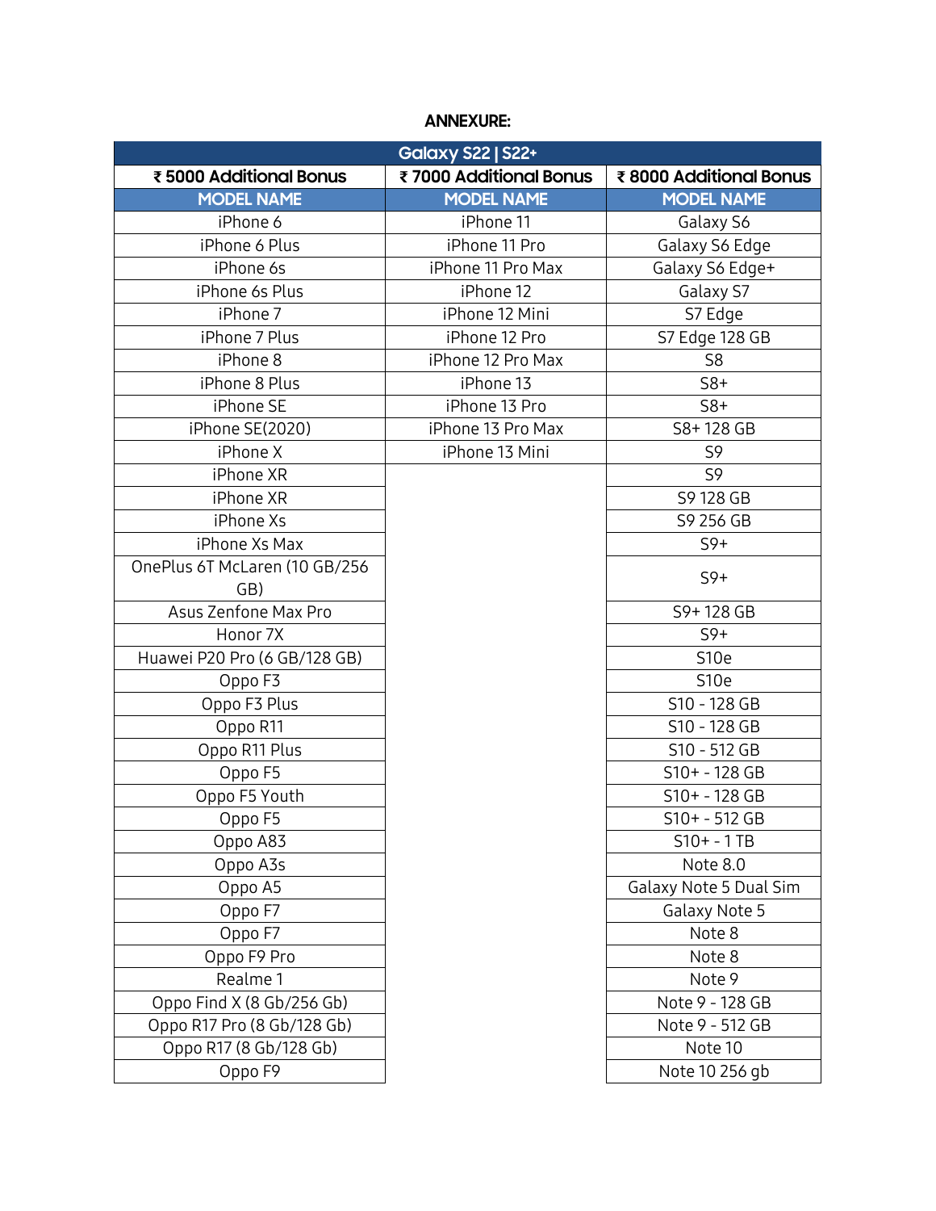**ANNEXURE:**

| Galaxy S22 \| S22+ | | |
|---|---|---|
| **₹ 5000 Additional Bonus** | **₹ 7000 Additional Bonus** | **₹ 8000 Additional Bonus** |
| **MODEL NAME** | **MODEL NAME** | **MODEL NAME** |
| iPhone 6 | iPhone 11 | Galaxy S6 |
| iPhone 6 Plus | iPhone 11 Pro | Galaxy S6 Edge |
| iPhone 6s | iPhone 11 Pro Max | Galaxy S6 Edge+ |
| iPhone 6s Plus | iPhone 12 | Galaxy S7 |
| iPhone 7 | iPhone 12 Mini | S7 Edge |
| iPhone 7 Plus | iPhone 12 Pro | S7 Edge 128 GB |
| iPhone 8 | iPhone 12 Pro Max | S8 |
| iPhone 8 Plus | iPhone 13 | S8+ |
| iPhone SE | iPhone 13 Pro | S8+ |
| iPhone SE(2020) | iPhone 13 Pro Max | S8+ 128 GB |
| iPhone X | iPhone 13 Mini | S9 |
| iPhone XR | | S9 |
| iPhone XR | | S9 128 GB |
| iPhone Xs | | S9 256 GB |
| iPhone Xs Max | | S9+ |
| OnePlus 6T McLaren (10 GB/256 GB) | | S9+ |
| Asus Zenfone Max Pro | | S9+ 128 GB |
| Honor 7X | | S9+ |
| Huawei P20 Pro (6 GB/128 GB) | | S10e |
| Oppo F3 | | S10e |
| Oppo F3 Plus | | S10 - 128 GB |
| Oppo R11 | | S10 - 128 GB |
| Oppo R11 Plus | | S10 - 512 GB |
| Oppo F5 | | S10+ - 128 GB |
| Oppo F5 Youth | | S10+ - 128 GB |
| Oppo F5 | | S10+ - 512 GB |
| Oppo A83 | | S10+ - 1 TB |
| Oppo A3s | | Note 8.0 |
| Oppo A5 | | Galaxy Note 5 Dual Sim |
| Oppo F7 | | Galaxy Note 5 |
| Oppo F7 | | Note 8 |
| Oppo F9 Pro | | Note 8 |
| Realme 1 | | Note 9 |
| Oppo Find X (8 Gb/256 Gb) | | Note 9 - 128 GB |
| Oppo R17 Pro (8 Gb/128 Gb) | | Note 9 - 512 GB |
| Oppo R17 (8 Gb/128 Gb) | | Note 10 |
| Oppo F9 | | Note 10 256 gb |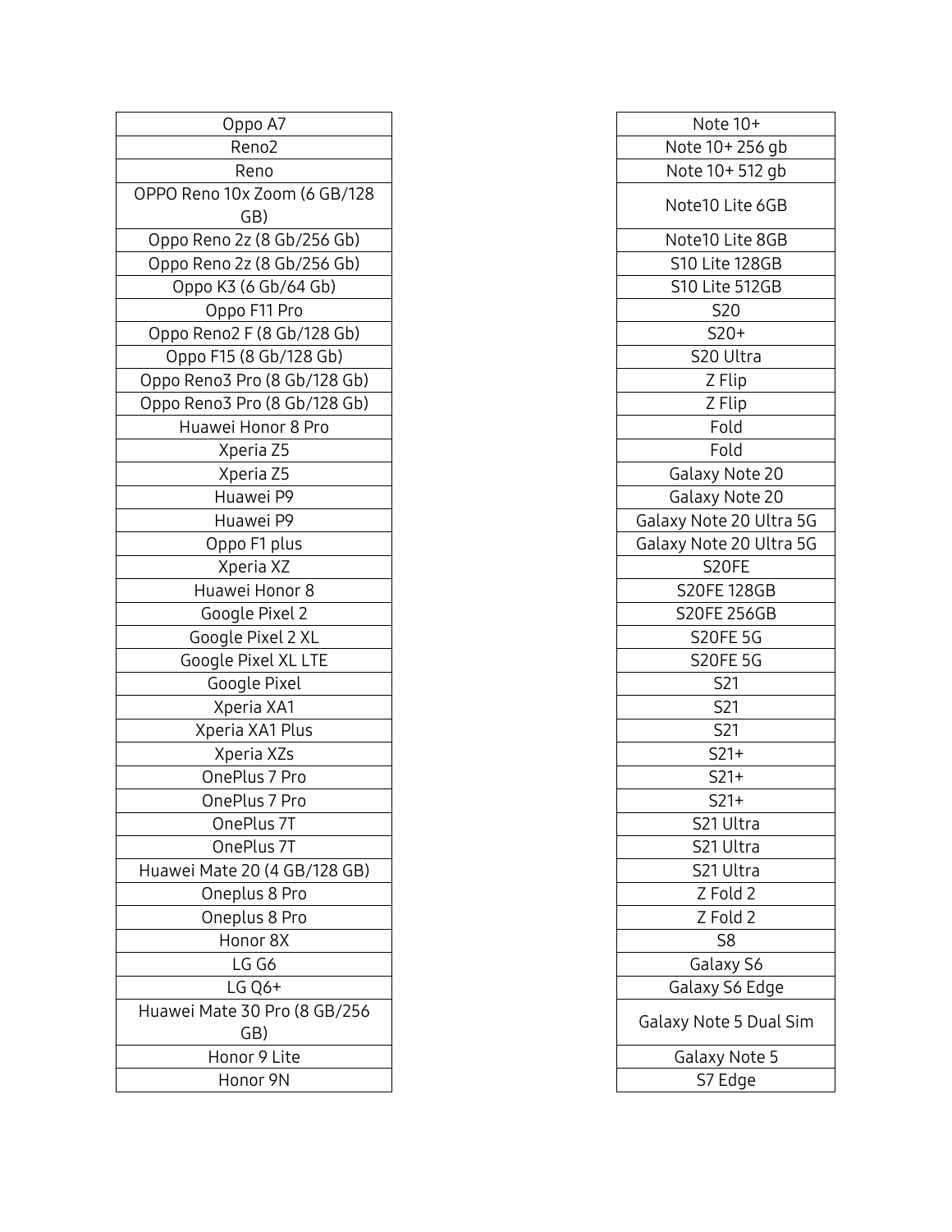| Oppo A7 |
| --- |
| Reno2 |
| Reno |
| OPPO Reno 10x Zoom (6 GB/128 GB) |
| Oppo Reno 2z (8 Gb/256 Gb) |
| Oppo Reno 2z (8 Gb/256 Gb) |
| Oppo K3 (6 Gb/64 Gb) |
| Oppo F11 Pro |
| Oppo Reno2 F (8 Gb/128 Gb) |
| Oppo F15 (8 Gb/128 Gb) |
| Oppo Reno3 Pro (8 Gb/128 Gb) |
| Oppo Reno3 Pro (8 Gb/128 Gb) |
| Huawei Honor 8 Pro |
| Xperia Z5 |
| Xperia Z5 |
| Huawei P9 |
| Huawei P9 |
| Oppo F1 plus |
| Xperia XZ |
| Huawei Honor 8 |
| Google Pixel 2 |
| Google Pixel 2 XL |
| Google Pixel XL LTE |
| Google Pixel |
| Xperia XA1 |
| Xperia XA1 Plus |
| Xperia XZs |
| OnePlus 7 Pro |
| OnePlus 7 Pro |
| OnePlus 7T |
| OnePlus 7T |
| Huawei Mate 20 (4 GB/128 GB) |
| Oneplus 8 Pro |
| Oneplus 8 Pro |
| Honor 8X |
| LG G6 |
| LG Q6+ |
| Huawei Mate 30 Pro (8 GB/256 GB) |
| Honor 9 Lite |
| Honor 9N |

| Note 10+ |
| --- |
| Note 10+ 256 gb |
| Note 10+ 512 gb |
| Note10 Lite 6GB |
| Note10 Lite 8GB |
| S10 Lite 128GB |
| S10 Lite 512GB |
| S20 |
| S20+ |
| S20 Ultra |
| Z Flip |
| Z Flip |
| Fold |
| Fold |
| Galaxy Note 20 |
| Galaxy Note 20 |
| Galaxy Note 20 Ultra 5G |
| Galaxy Note 20 Ultra 5G |
| S20FE |
| S20FE 128GB |
| S20FE 256GB |
| S20FE 5G |
| S20FE 5G |
| S21 |
| S21 |
| S21 |
| S21+ |
| S21+ |
| S21+ |
| S21 Ultra |
| S21 Ultra |
| S21 Ultra |
| Z Fold 2 |
| Z Fold 2 |
| S8 |
| Galaxy S6 |
| Galaxy S6 Edge |
| Galaxy Note 5 Dual Sim |
| Galaxy Note 5 |
| S7 Edge |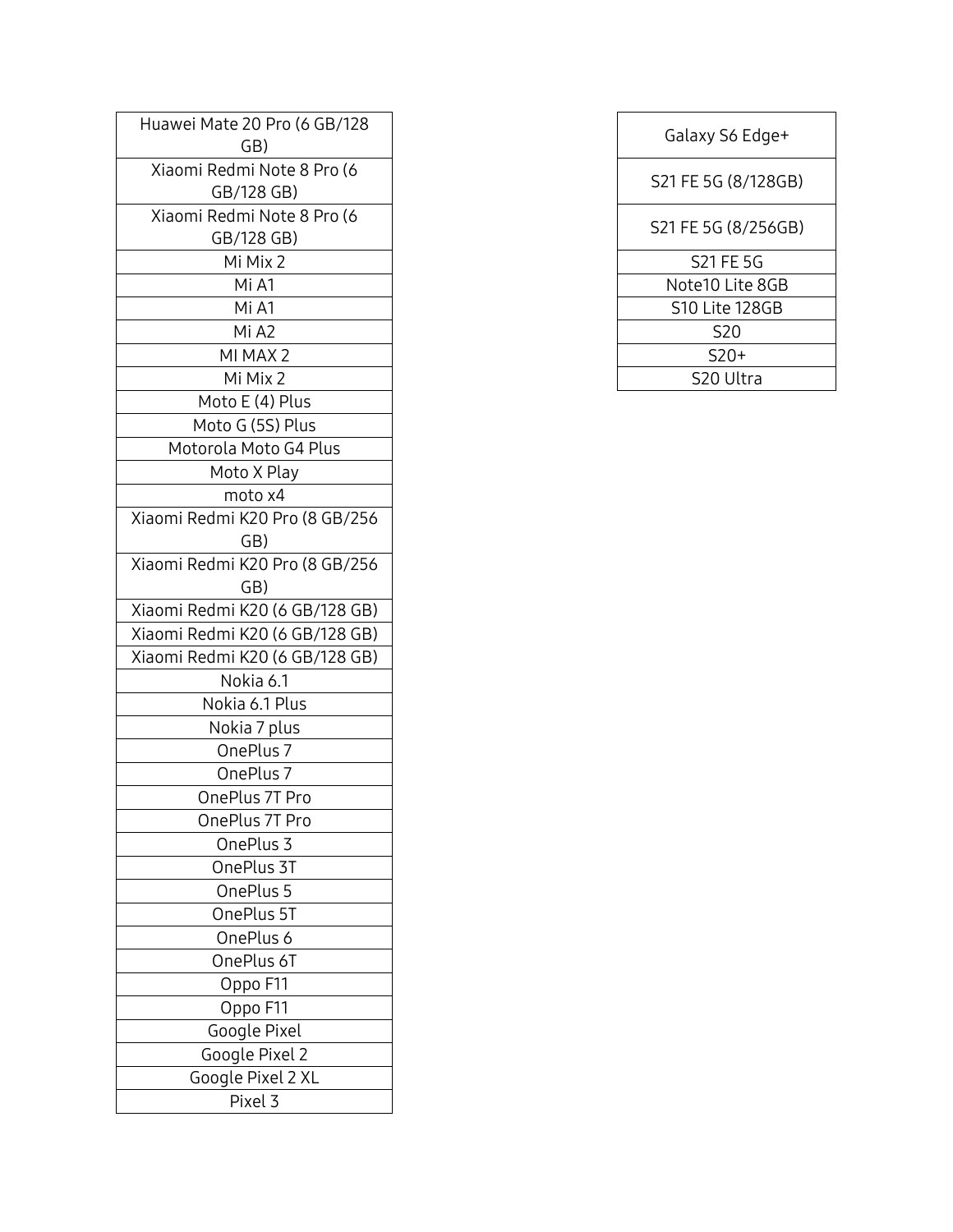| Huawei Mate 20 Pro (6 GB/128 GB) |
|---|
| Xiaomi Redmi Note 8 Pro (6 GB/128 GB) |
| Xiaomi Redmi Note 8 Pro (6 GB/128 GB) |
| Mi Mix 2 |
| Mi A1 |
| Mi A1 |
| Mi A2 |
| MI MAX 2 |
| Mi Mix 2 |
| Moto E (4) Plus |
| Moto G (5S) Plus |
| Motorola Moto G4 Plus |
| Moto X Play |
| moto x4 |
| Xiaomi Redmi K20 Pro (8 GB/256 GB) |
| Xiaomi Redmi K20 Pro (8 GB/256 GB) |
| Xiaomi Redmi K20 (6 GB/128 GB) |
| Xiaomi Redmi K20 (6 GB/128 GB) |
| Xiaomi Redmi K20 (6 GB/128 GB) |
| Nokia 6.1 |
| Nokia 6.1 Plus |
| Nokia 7 plus |
| OnePlus 7 |
| OnePlus 7 |
| OnePlus 7T Pro |
| OnePlus 7T Pro |
| OnePlus 3 |
| OnePlus 3T |
| OnePlus 5 |
| OnePlus 5T |
| OnePlus 6 |
| OnePlus 6T |
| Oppo F11 |
| Oppo F11 |
| Google Pixel |
| Google Pixel 2 |
| Google Pixel 2 XL |
| Pixel 3 |

| Galaxy S6 Edge+ |
|---|
| S21 FE 5G (8/128GB) |
| S21 FE 5G (8/256GB) |
| S21 FE 5G |
| Note10 Lite 8GB |
| S10 Lite 128GB |
| S20 |
| S20+ |
| S20 Ultra |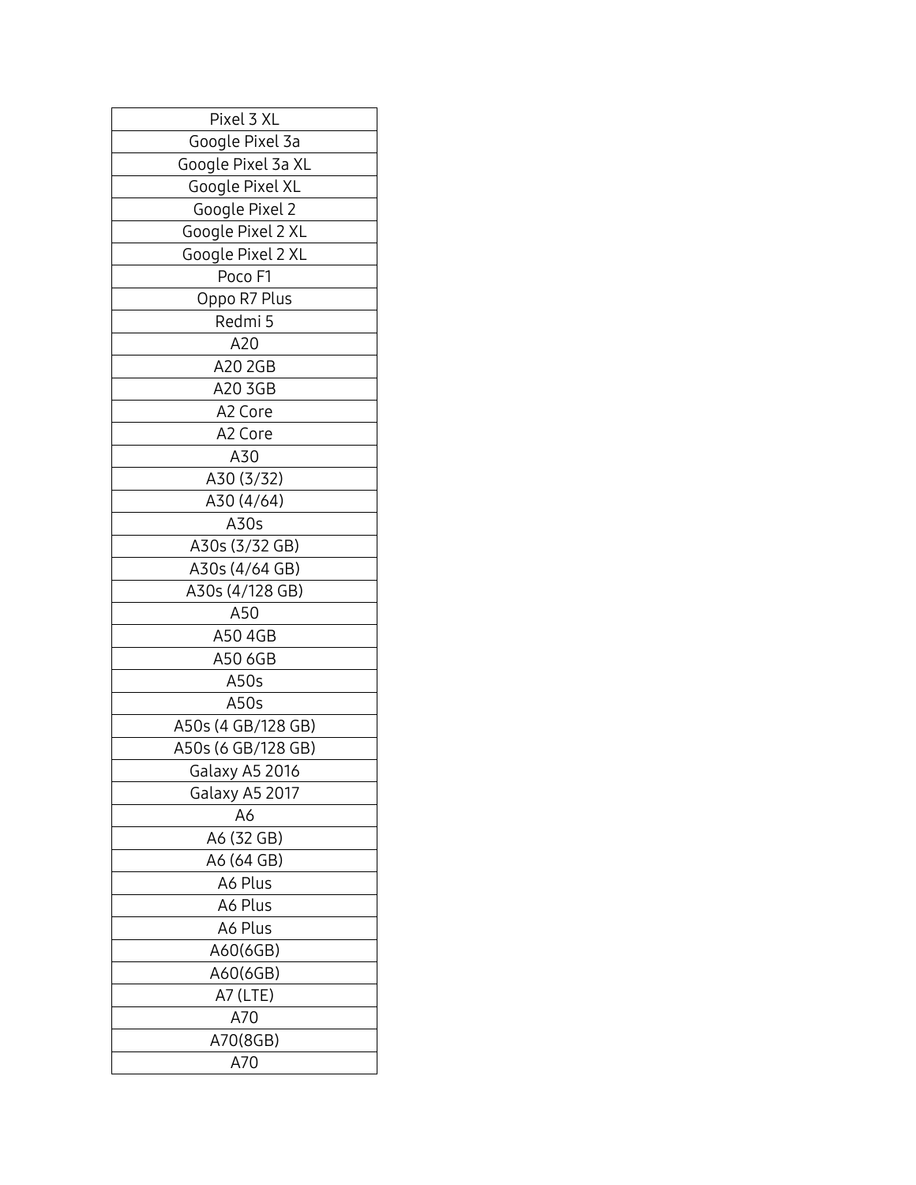| Pixel 3 XL |
| --- |
| Google Pixel 3a |
| Google Pixel 3a XL |
| Google Pixel XL |
| Google Pixel 2 |
| Google Pixel 2 XL |
| Google Pixel 2 XL |
| Poco F1 |
| Oppo R7 Plus |
| Redmi 5 |
| A20 |
| A20 2GB |
| A20 3GB |
| A2 Core |
| A2 Core |
| A30 |
| A30 (3/32) |
| A30 (4/64) |
| A30s |
| A30s (3/32 GB) |
| A30s (4/64 GB) |
| A30s (4/128 GB) |
| A50 |
| A50 4GB |
| A50 6GB |
| A50s |
| A50s |
| A50s (4 GB/128 GB) |
| A50s (6 GB/128 GB) |
| Galaxy A5 2016 |
| Galaxy A5 2017 |
| A6 |
| A6 (32 GB) |
| A6 (64 GB) |
| A6 Plus |
| A6 Plus |
| A6 Plus |
| A60(6GB) |
| A60(6GB) |
| A7 (LTE) |
| A70 |
| A70(8GB) |
| A70 |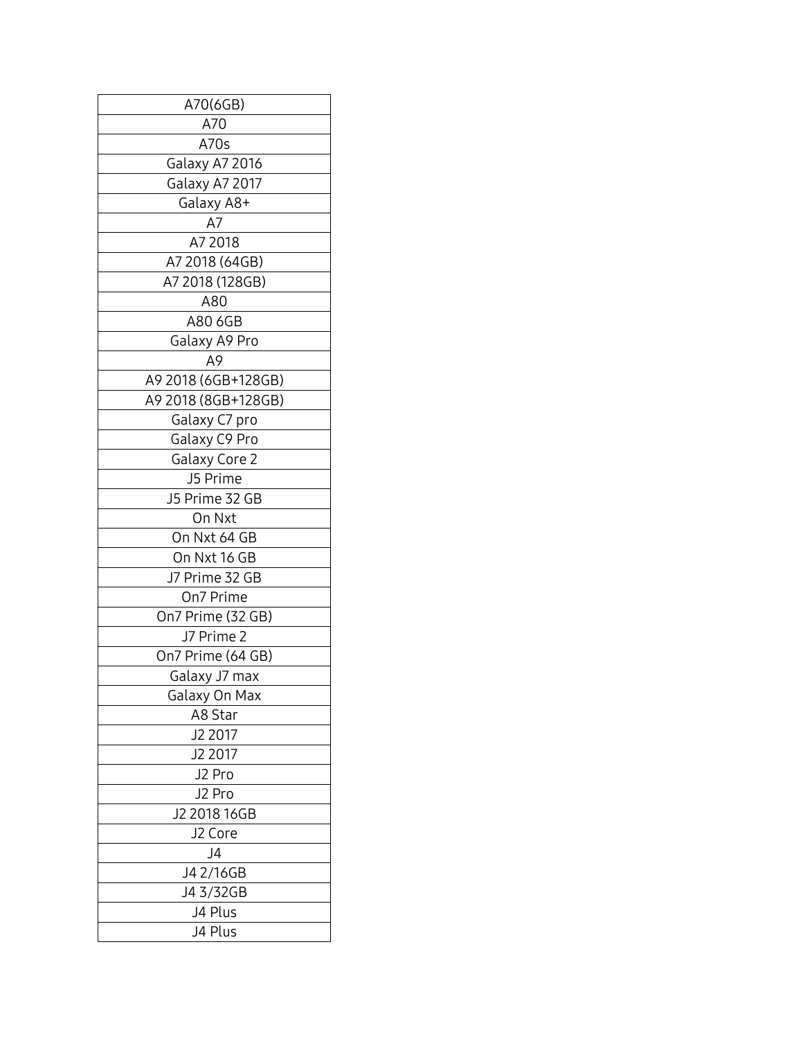| A70(6GB) |
|---|
| A70 |
| A70s |
| Galaxy A7 2016 |
| Galaxy A7 2017 |
| Galaxy A8+ |
| A7 |
| A7 2018 |
| A7 2018 (64GB) |
| A7 2018 (128GB) |
| A80 |
| A80 6GB |
| Galaxy A9 Pro |
| A9 |
| A9 2018 (6GB+128GB) |
| A9 2018 (8GB+128GB) |
| Galaxy C7 pro |
| Galaxy C9 Pro |
| Galaxy Core 2 |
| J5 Prime |
| J5 Prime 32 GB |
| On Nxt |
| On Nxt 64 GB |
| On Nxt 16 GB |
| J7 Prime 32 GB |
| On7 Prime |
| On7 Prime (32 GB) |
| J7 Prime 2 |
| On7 Prime (64 GB) |
| Galaxy J7 max |
| Galaxy On Max |
| A8 Star |
| J2 2017 |
| J2 2017 |
| J2 Pro |
| J2 Pro |
| J2 2018 16GB |
| J2 Core |
| J4 |
| J4 2/16GB |
| J4 3/32GB |
| J4 Plus |
| J4 Plus |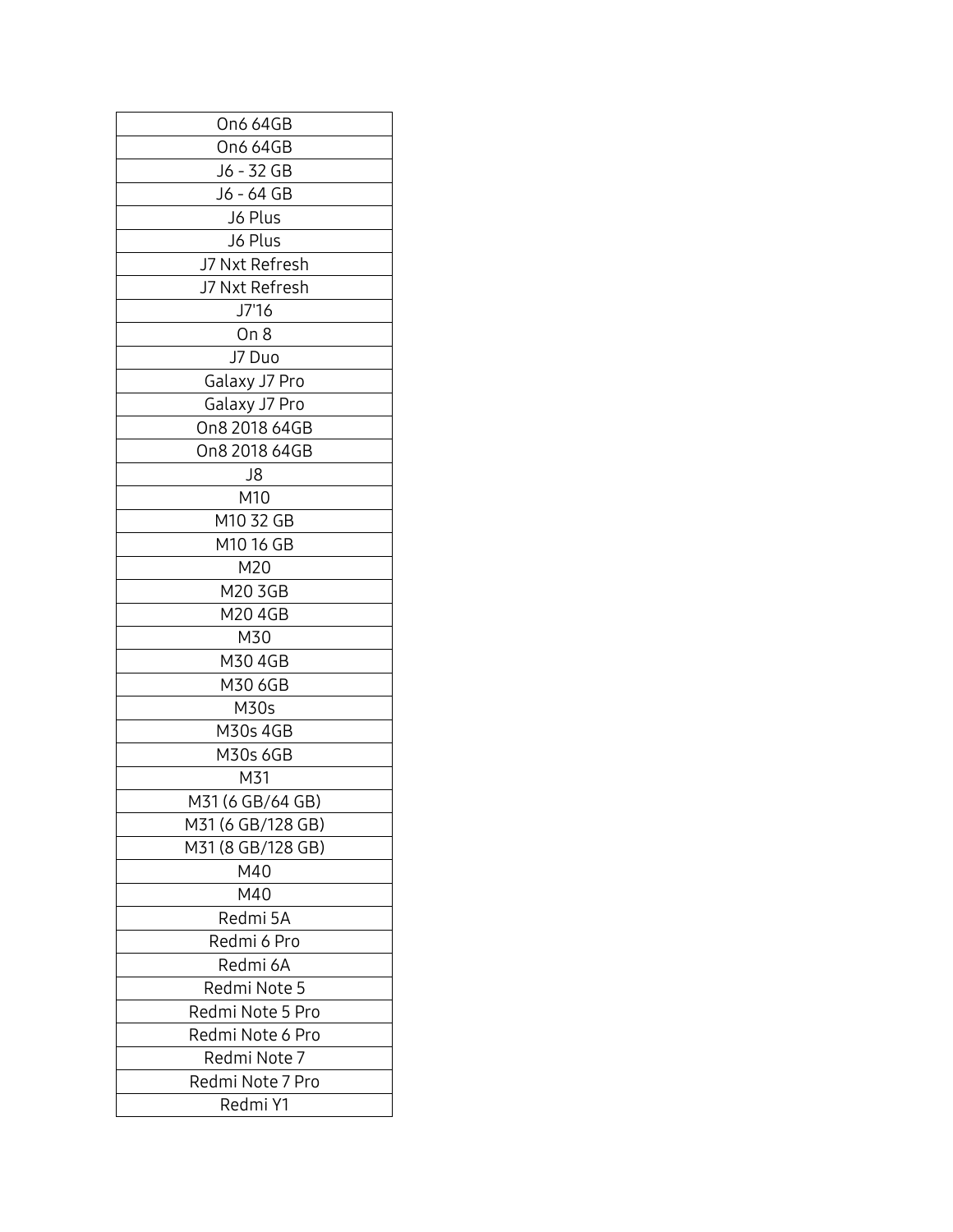| On6 64GB |
| --- |
| On6 64GB |
| J6 - 32 GB |
| J6 - 64 GB |
| J6 Plus |
| J6 Plus |
| J7 Nxt Refresh |
| J7 Nxt Refresh |
| J7'16 |
| On 8 |
| J7 Duo |
| Galaxy J7 Pro |
| Galaxy J7 Pro |
| On8 2018 64GB |
| On8 2018 64GB |
| J8 |
| M10 |
| M10 32 GB |
| M10 16 GB |
| M20 |
| M20 3GB |
| M20 4GB |
| M30 |
| M30 4GB |
| M30 6GB |
| M30s |
| M30s 4GB |
| M30s 6GB |
| M31 |
| M31 (6 GB/64 GB) |
| M31 (6 GB/128 GB) |
| M31 (8 GB/128 GB) |
| M40 |
| M40 |
| Redmi 5A |
| Redmi 6 Pro |
| Redmi 6A |
| Redmi Note 5 |
| Redmi Note 5 Pro |
| Redmi Note 6 Pro |
| Redmi Note 7 |
| Redmi Note 7 Pro |
| Redmi Y1 |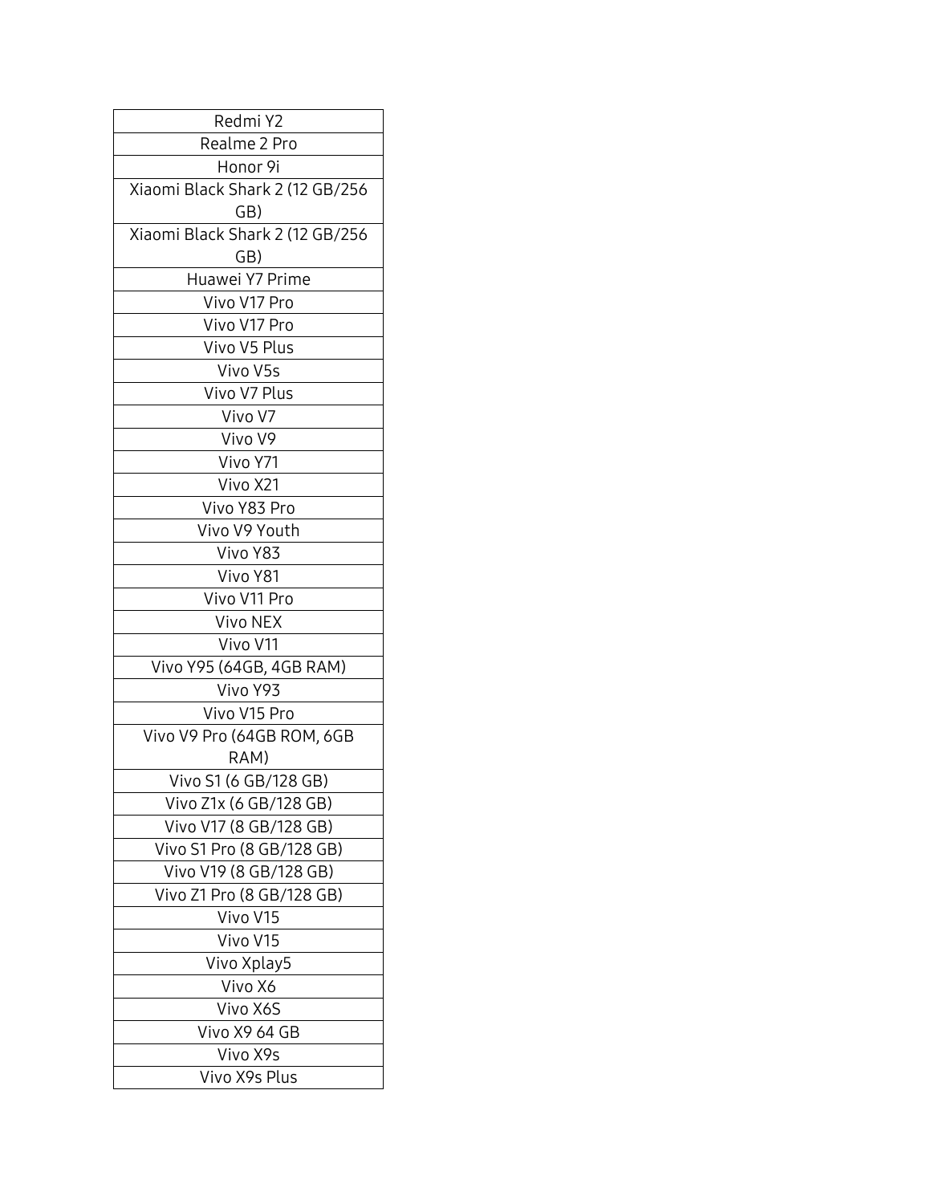| Redmi Y2 |
|---|
| Realme 2 Pro |
| Honor 9i |
| Xiaomi Black Shark 2 (12 GB/256 GB) |
| Xiaomi Black Shark 2 (12 GB/256 GB) |
| Huawei Y7 Prime |
| Vivo V17 Pro |
| Vivo V17 Pro |
| Vivo V5 Plus |
| Vivo V5s |
| Vivo V7 Plus |
| Vivo V7 |
| Vivo V9 |
| Vivo Y71 |
| Vivo X21 |
| Vivo Y83 Pro |
| Vivo V9 Youth |
| Vivo Y83 |
| Vivo Y81 |
| Vivo V11 Pro |
| Vivo NEX |
| Vivo V11 |
| Vivo Y95 (64GB, 4GB RAM) |
| Vivo Y93 |
| Vivo V15 Pro |
| Vivo V9 Pro (64GB ROM, 6GB RAM) |
| Vivo S1 (6 GB/128 GB) |
| Vivo Z1x (6 GB/128 GB) |
| Vivo V17 (8 GB/128 GB) |
| Vivo S1 Pro (8 GB/128 GB) |
| Vivo V19 (8 GB/128 GB) |
| Vivo Z1 Pro (8 GB/128 GB) |
| Vivo V15 |
| Vivo V15 |
| Vivo Xplay5 |
| Vivo X6 |
| Vivo X6S |
| Vivo X9 64 GB |
| Vivo X9s |
| Vivo X9s Plus |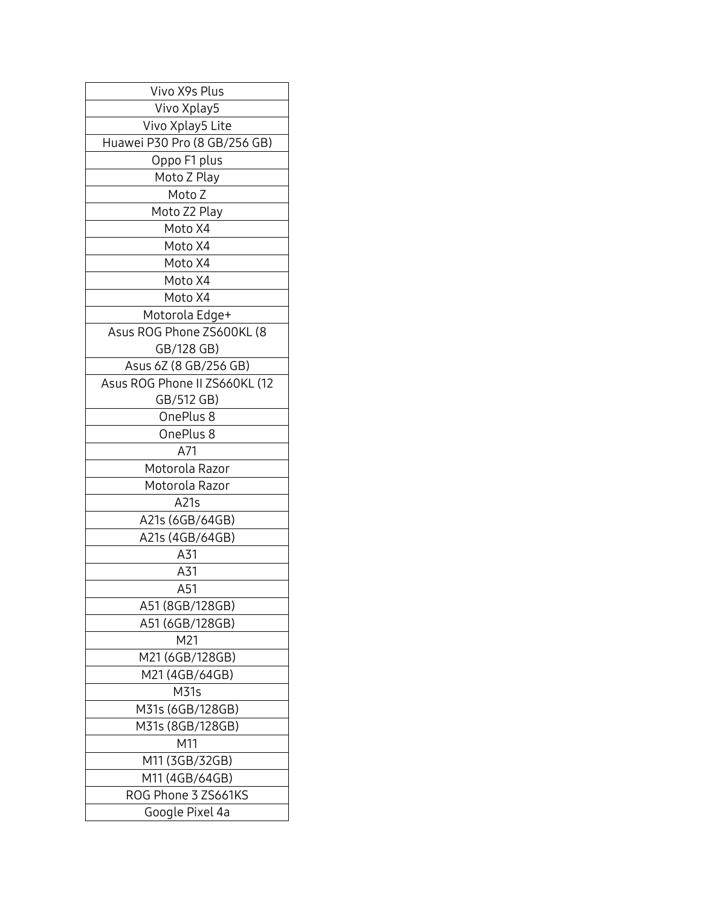| Vivo X9s Plus |
|---|
| Vivo Xplay5 |
| Vivo Xplay5 Lite |
| Huawei P30 Pro (8 GB/256 GB) |
| Oppo F1 plus |
| Moto Z Play |
| Moto Z |
| Moto Z2 Play |
| Moto X4 |
| Moto X4 |
| Moto X4 |
| Moto X4 |
| Moto X4 |
| Motorola Edge+ |
| Asus ROG Phone ZS600KL (8 GB/128 GB) |
| Asus 6Z (8 GB/256 GB) |
| Asus ROG Phone II ZS660KL (12 GB/512 GB) |
| OnePlus 8 |
| OnePlus 8 |
| A71 |
| Motorola Razor |
| Motorola Razor |
| A21s |
| A21s (6GB/64GB) |
| A21s (4GB/64GB) |
| A31 |
| A31 |
| A51 |
| A51 (8GB/128GB) |
| A51 (6GB/128GB) |
| M21 |
| M21 (6GB/128GB) |
| M21 (4GB/64GB) |
| M31s |
| M31s (6GB/128GB) |
| M31s (8GB/128GB) |
| M11 |
| M11 (3GB/32GB) |
| M11 (4GB/64GB) |
| ROG Phone 3 ZS661KS |
| Google Pixel 4a |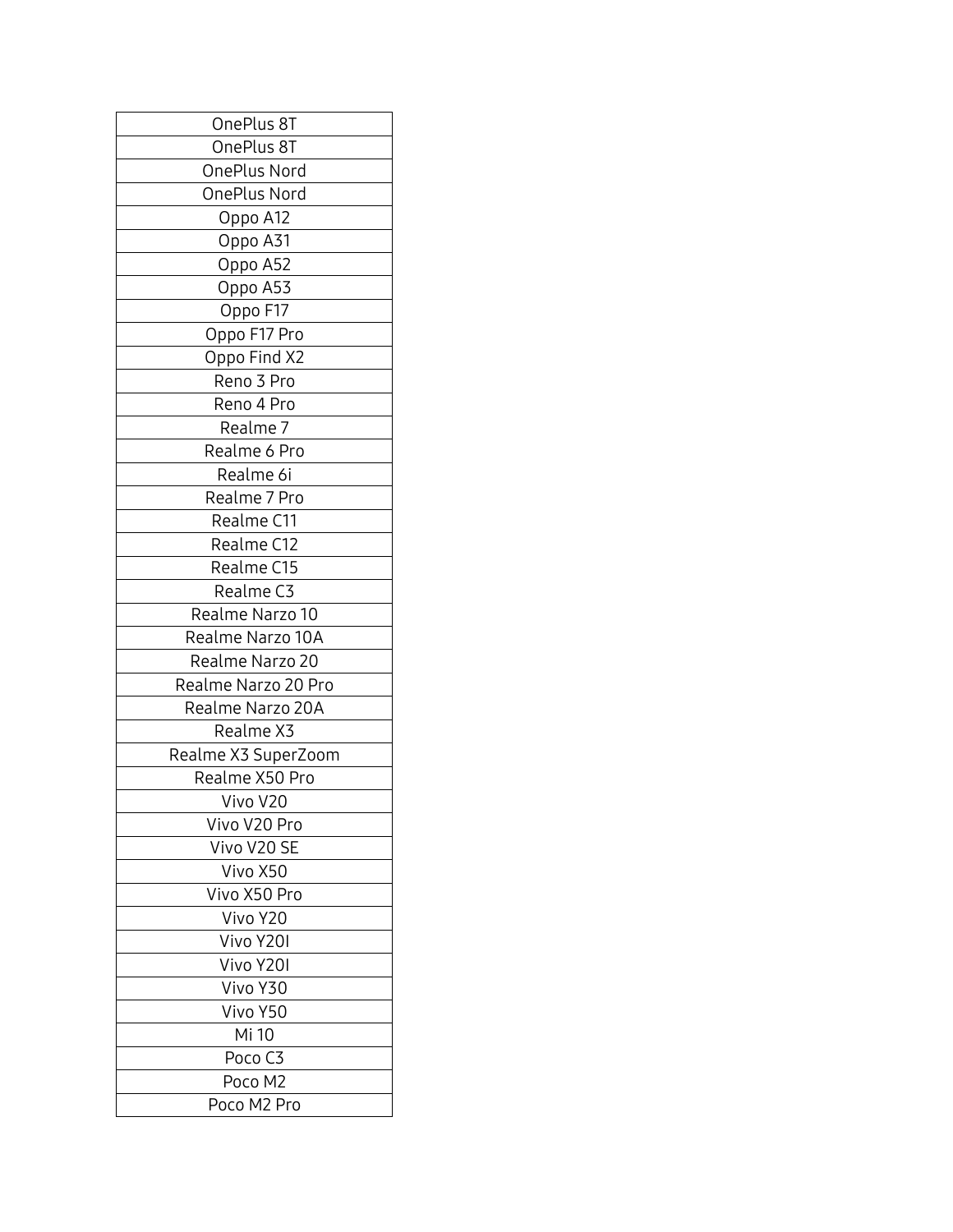| OnePlus 8T |
|---|
| OnePlus 8T |
| OnePlus Nord |
| OnePlus Nord |
| Oppo A12 |
| Oppo A31 |
| Oppo A52 |
| Oppo A53 |
| Oppo F17 |
| Oppo F17 Pro |
| Oppo Find X2 |
| Reno 3 Pro |
| Reno 4 Pro |
| Realme 7 |
| Realme 6 Pro |
| Realme 6i |
| Realme 7 Pro |
| Realme C11 |
| Realme C12 |
| Realme C15 |
| Realme C3 |
| Realme Narzo 10 |
| Realme Narzo 10A |
| Realme Narzo 20 |
| Realme Narzo 20 Pro |
| Realme Narzo 20A |
| Realme X3 |
| Realme X3 SuperZoom |
| Realme X50 Pro |
| Vivo V20 |
| Vivo V20 Pro |
| Vivo V20 SE |
| Vivo X50 |
| Vivo X50 Pro |
| Vivo Y20 |
| Vivo Y20I |
| Vivo Y20I |
| Vivo Y30 |
| Vivo Y50 |
| Mi 10 |
| Poco C3 |
| Poco M2 |
| Poco M2 Pro |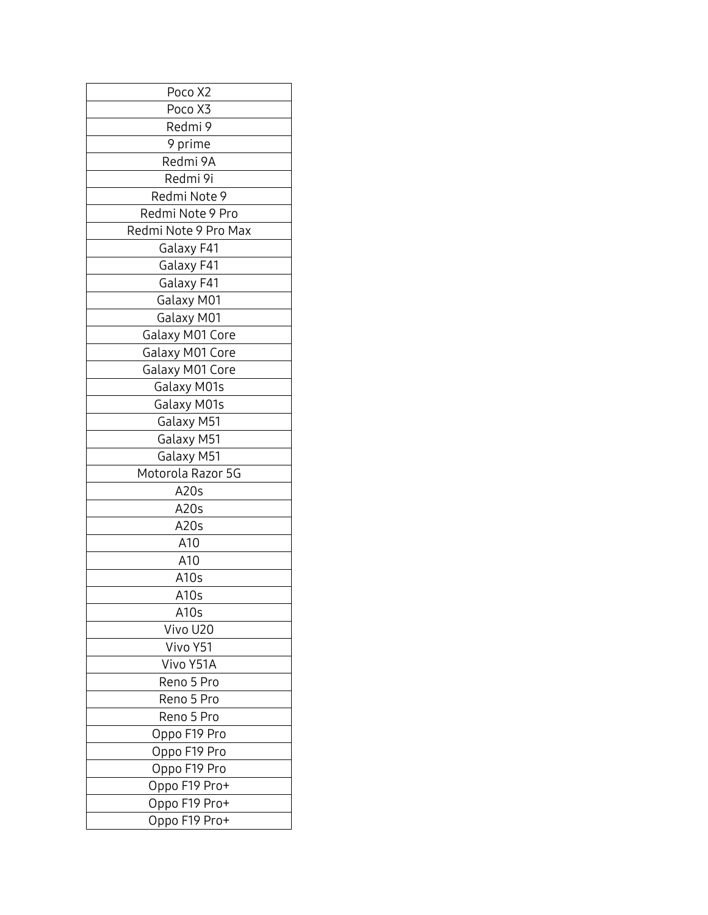| Poco X2 |
|---|
| Poco X3 |
| Redmi 9 |
| 9 prime |
| Redmi 9A |
| Redmi 9i |
| Redmi Note 9 |
| Redmi Note 9 Pro |
| Redmi Note 9 Pro Max |
| Galaxy F41 |
| Galaxy F41 |
| Galaxy F41 |
| Galaxy M01 |
| Galaxy M01 |
| Galaxy M01 Core |
| Galaxy M01 Core |
| Galaxy M01 Core |
| Galaxy M01s |
| Galaxy M01s |
| Galaxy M51 |
| Galaxy M51 |
| Galaxy M51 |
| Motorola Razor 5G |
| A20s |
| A20s |
| A20s |
| A10 |
| A10 |
| A10s |
| A10s |
| A10s |
| Vivo U20 |
| Vivo Y51 |
| Vivo Y51A |
| Reno 5 Pro |
| Reno 5 Pro |
| Reno 5 Pro |
| Oppo F19 Pro |
| Oppo F19 Pro |
| Oppo F19 Pro |
| Oppo F19 Pro+ |
| Oppo F19 Pro+ |
| Oppo F19 Pro+ |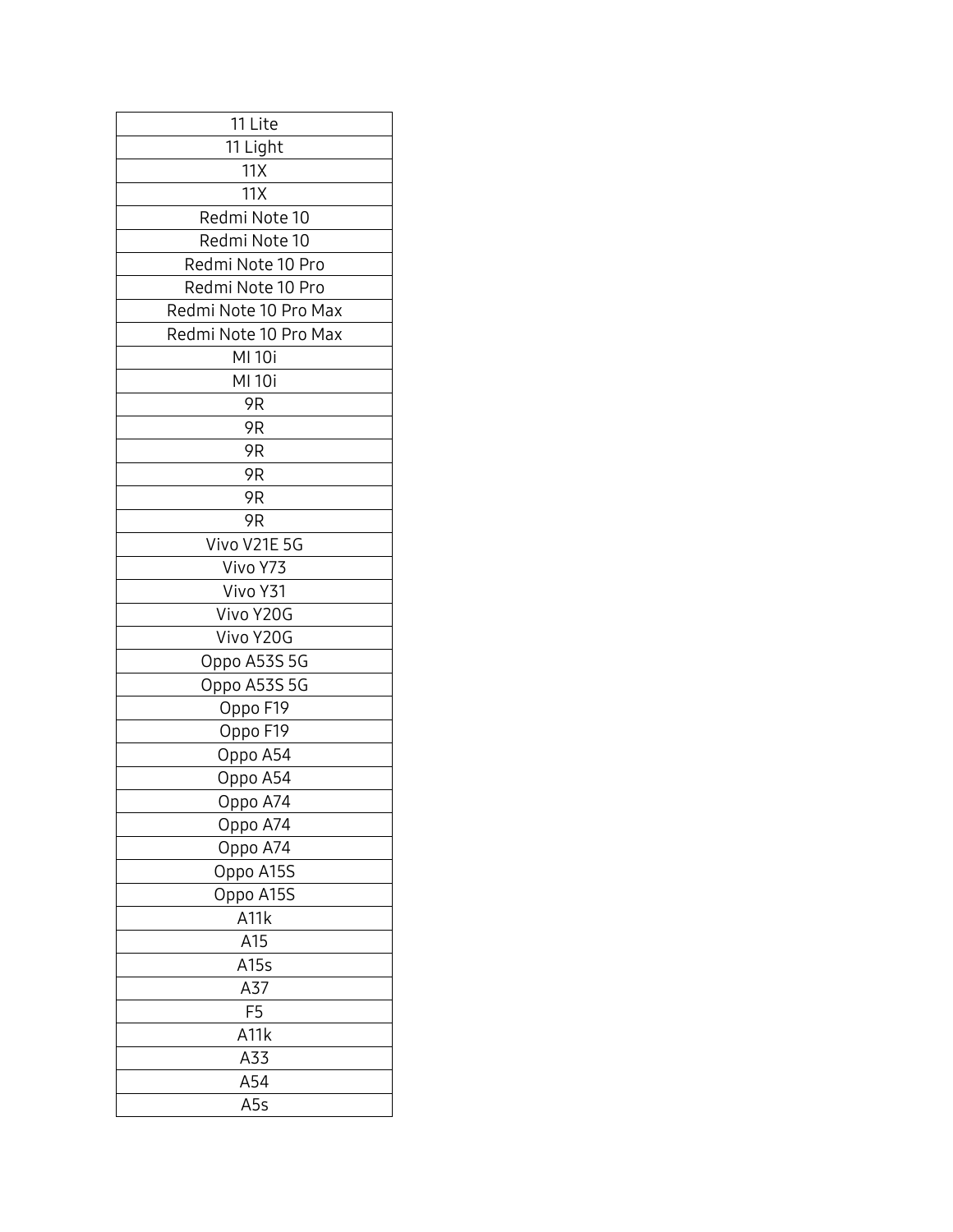| 11 Lite |
| --- |
| 11 Light |
| 11X |
| 11X |
| Redmi Note 10 |
| Redmi Note 10 |
| Redmi Note 10 Pro |
| Redmi Note 10 Pro |
| Redmi Note 10 Pro Max |
| Redmi Note 10 Pro Max |
| MI 10i |
| MI 10i |
| 9R |
| 9R |
| 9R |
| 9R |
| 9R |
| 9R |
| Vivo V21E 5G |
| Vivo Y73 |
| Vivo Y31 |
| Vivo Y20G |
| Vivo Y20G |
| Oppo A53S 5G |
| Oppo A53S 5G |
| Oppo F19 |
| Oppo F19 |
| Oppo A54 |
| Oppo A54 |
| Oppo A74 |
| Oppo A74 |
| Oppo A74 |
| Oppo A15S |
| Oppo A15S |
| A11k |
| A15 |
| A15s |
| A37 |
| F5 |
| A11k |
| A33 |
| A54 |
| A5s |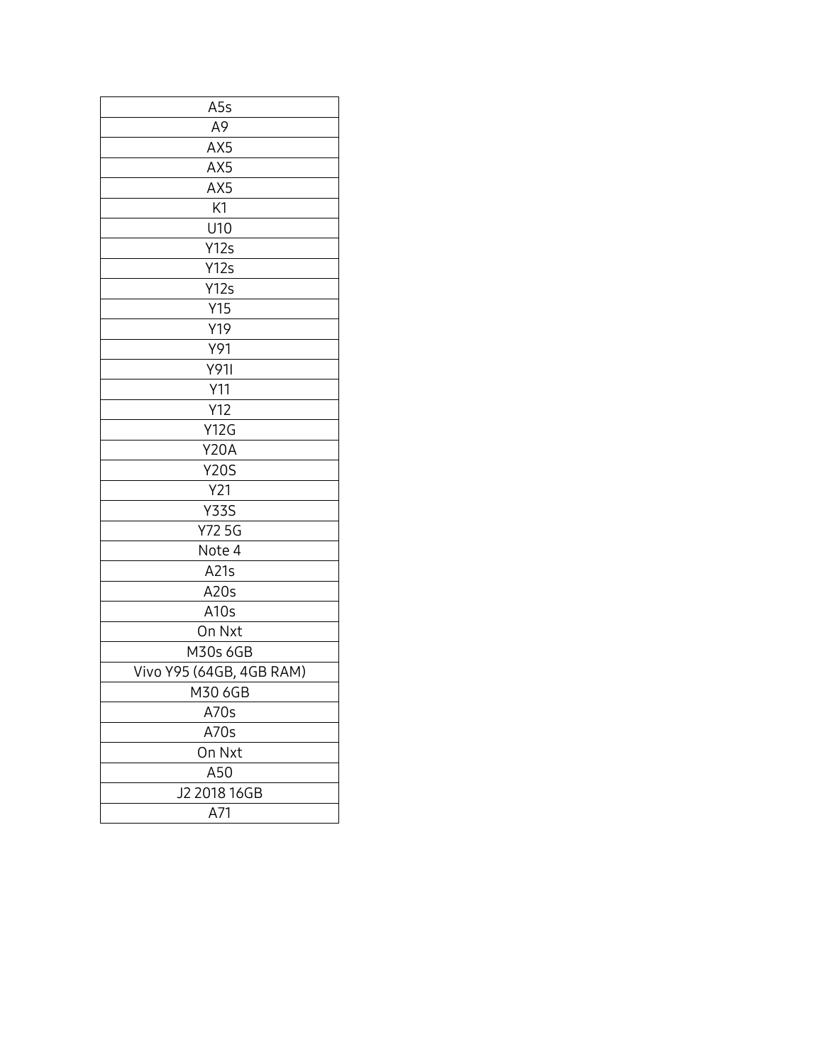| |
|---|
| A5s |
| A9 |
| AX5 |
| AX5 |
| AX5 |
| K1 |
| U10 |
| Y12s |
| Y12s |
| Y12s |
| Y15 |
| Y19 |
| Y91 |
| Y91I |
| Y11 |
| Y12 |
| Y12G |
| Y20A |
| Y20S |
| Y21 |
| Y33S |
| Y72 5G |
| Note 4 |
| A21s |
| A20s |
| A10s |
| On Nxt |
| M30s 6GB |
| Vivo Y95 (64GB, 4GB RAM) |
| M30 6GB |
| A70s |
| A70s |
| On Nxt |
| A50 |
| J2 2018 16GB |
| A71 |